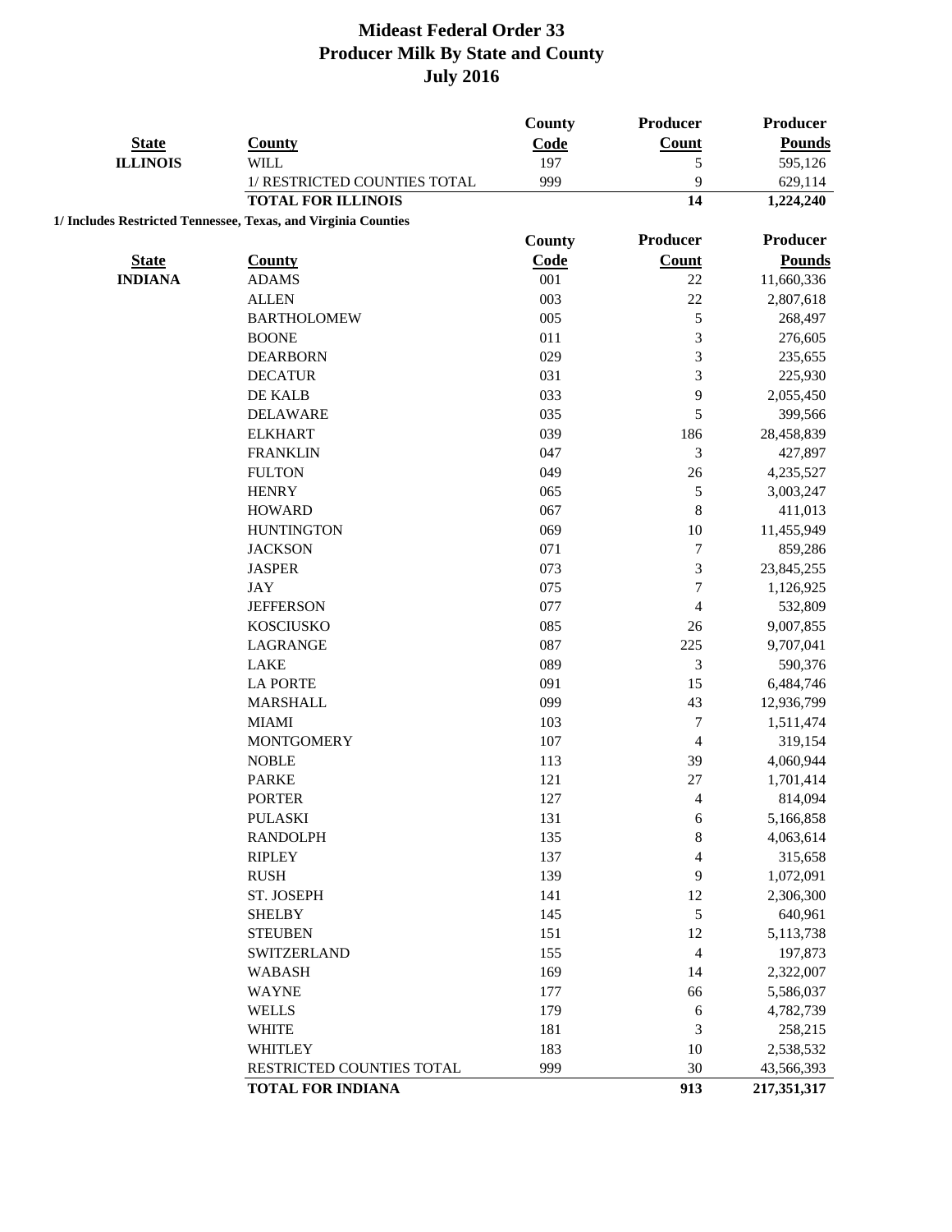# Mideast Federal Order 33
## Producer Milk By State and County
## July 2016

| State | County | County Code | Producer Count | Producer Pounds |
|---|---|---|---|---|
| **ILLINOIS** | WILL | 197 | 5 | 595,126 |
| | 1/ RESTRICTED COUNTIES TOTAL | 999 | 9 | 629,114 |
| | **TOTAL FOR ILLINOIS** | | **14** | **1,224,240** |

**1/ Includes Restricted Tennessee, Texas, and Virginia Counties**

| State | County | County Code | Producer Count | Producer Pounds |
|---|---|---|---|---|
| **INDIANA** | ADAMS | 001 | 22 | 11,660,336 |
| | ALLEN | 003 | 22 | 2,807,618 |
| | BARTHOLOMEW | 005 | 5 | 268,497 |
| | BOONE | 011 | 3 | 276,605 |
| | DEARBORN | 029 | 3 | 235,655 |
| | DECATUR | 031 | 3 | 225,930 |
| | DE KALB | 033 | 9 | 2,055,450 |
| | DELAWARE | 035 | 5 | 399,566 |
| | ELKHART | 039 | 186 | 28,458,839 |
| | FRANKLIN | 047 | 3 | 427,897 |
| | FULTON | 049 | 26 | 4,235,527 |
| | HENRY | 065 | 5 | 3,003,247 |
| | HOWARD | 067 | 8 | 411,013 |
| | HUNTINGTON | 069 | 10 | 11,455,949 |
| | JACKSON | 071 | 7 | 859,286 |
| | JASPER | 073 | 3 | 23,845,255 |
| | JAY | 075 | 7 | 1,126,925 |
| | JEFFERSON | 077 | 4 | 532,809 |
| | KOSCIUSKO | 085 | 26 | 9,007,855 |
| | LAGRANGE | 087 | 225 | 9,707,041 |
| | LAKE | 089 | 3 | 590,376 |
| | LA PORTE | 091 | 15 | 6,484,746 |
| | MARSHALL | 099 | 43 | 12,936,799 |
| | MIAMI | 103 | 7 | 1,511,474 |
| | MONTGOMERY | 107 | 4 | 319,154 |
| | NOBLE | 113 | 39 | 4,060,944 |
| | PARKE | 121 | 27 | 1,701,414 |
| | PORTER | 127 | 4 | 814,094 |
| | PULASKI | 131 | 6 | 5,166,858 |
| | RANDOLPH | 135 | 8 | 4,063,614 |
| | RIPLEY | 137 | 4 | 315,658 |
| | RUSH | 139 | 9 | 1,072,091 |
| | ST. JOSEPH | 141 | 12 | 2,306,300 |
| | SHELBY | 145 | 5 | 640,961 |
| | STEUBEN | 151 | 12 | 5,113,738 |
| | SWITZERLAND | 155 | 4 | 197,873 |
| | WABASH | 169 | 14 | 2,322,007 |
| | WAYNE | 177 | 66 | 5,586,037 |
| | WELLS | 179 | 6 | 4,782,739 |
| | WHITE | 181 | 3 | 258,215 |
| | WHITLEY | 183 | 10 | 2,538,532 |
| | RESTRICTED COUNTIES TOTAL | 999 | 30 | 43,566,393 |
| | **TOTAL FOR INDIANA** | | **913** | **217,351,317** |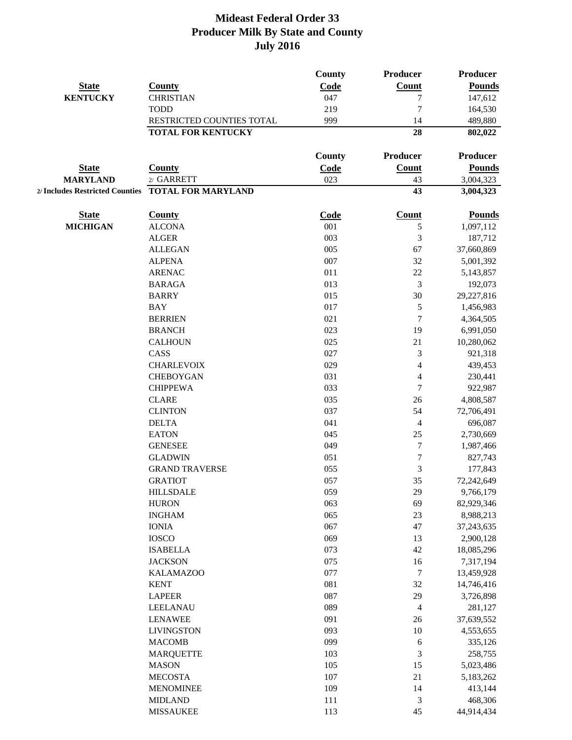# Mideast Federal Order 33
## Producer Milk By State and County
## July 2016

| State | County | County Code | Producer Count | Producer Pounds |
|---|---|---|---|---|
| KENTUCKY | CHRISTIAN | 047 | 7 | 147,612 |
| | TODD | 219 | 7 | 164,530 |
| | RESTRICTED COUNTIES TOTAL | 999 | 14 | 489,880 |
| | **TOTAL FOR KENTUCKY** | | **28** | **802,022** |

| State | County | County Code | Producer Count | Producer Pounds |
|---|---|---|---|---|
| MARYLAND | 2/ GARRETT | 023 | 43 | 3,004,323 |
| 2/ Includes Restricted Counties | **TOTAL FOR MARYLAND** | | **43** | **3,004,323** |

| State | County | Code | Count | Pounds |
|---|---|---|---|---|
| MICHIGAN | ALCONA | 001 | 5 | 1,097,112 |
| | ALGER | 003 | 3 | 187,712 |
| | ALLEGAN | 005 | 67 | 37,660,869 |
| | ALPENA | 007 | 32 | 5,001,392 |
| | ARENAC | 011 | 22 | 5,143,857 |
| | BARAGA | 013 | 3 | 192,073 |
| | BARRY | 015 | 30 | 29,227,816 |
| | BAY | 017 | 5 | 1,456,983 |
| | BERRIEN | 021 | 7 | 4,364,505 |
| | BRANCH | 023 | 19 | 6,991,050 |
| | CALHOUN | 025 | 21 | 10,280,062 |
| | CASS | 027 | 3 | 921,318 |
| | CHARLEVOIX | 029 | 4 | 439,453 |
| | CHEBOYGAN | 031 | 4 | 230,441 |
| | CHIPPEWA | 033 | 7 | 922,987 |
| | CLARE | 035 | 26 | 4,808,587 |
| | CLINTON | 037 | 54 | 72,706,491 |
| | DELTA | 041 | 4 | 696,087 |
| | EATON | 045 | 25 | 2,730,669 |
| | GENESEE | 049 | 7 | 1,987,466 |
| | GLADWIN | 051 | 7 | 827,743 |
| | GRAND TRAVERSE | 055 | 3 | 177,843 |
| | GRATIOT | 057 | 35 | 72,242,649 |
| | HILLSDALE | 059 | 29 | 9,766,179 |
| | HURON | 063 | 69 | 82,929,346 |
| | INGHAM | 065 | 23 | 8,988,213 |
| | IONIA | 067 | 47 | 37,243,635 |
| | IOSCO | 069 | 13 | 2,900,128 |
| | ISABELLA | 073 | 42 | 18,085,296 |
| | JACKSON | 075 | 16 | 7,317,194 |
| | KALAMAZOO | 077 | 7 | 13,459,928 |
| | KENT | 081 | 32 | 14,746,416 |
| | LAPEER | 087 | 29 | 3,726,898 |
| | LEELANAU | 089 | 4 | 281,127 |
| | LENAWEE | 091 | 26 | 37,639,552 |
| | LIVINGSTON | 093 | 10 | 4,553,655 |
| | MACOMB | 099 | 6 | 335,126 |
| | MARQUETTE | 103 | 3 | 258,755 |
| | MASON | 105 | 15 | 5,023,486 |
| | MECOSTA | 107 | 21 | 5,183,262 |
| | MENOMINEE | 109 | 14 | 413,144 |
| | MIDLAND | 111 | 3 | 468,306 |
| | MISSAUKEE | 113 | 45 | 44,914,434 |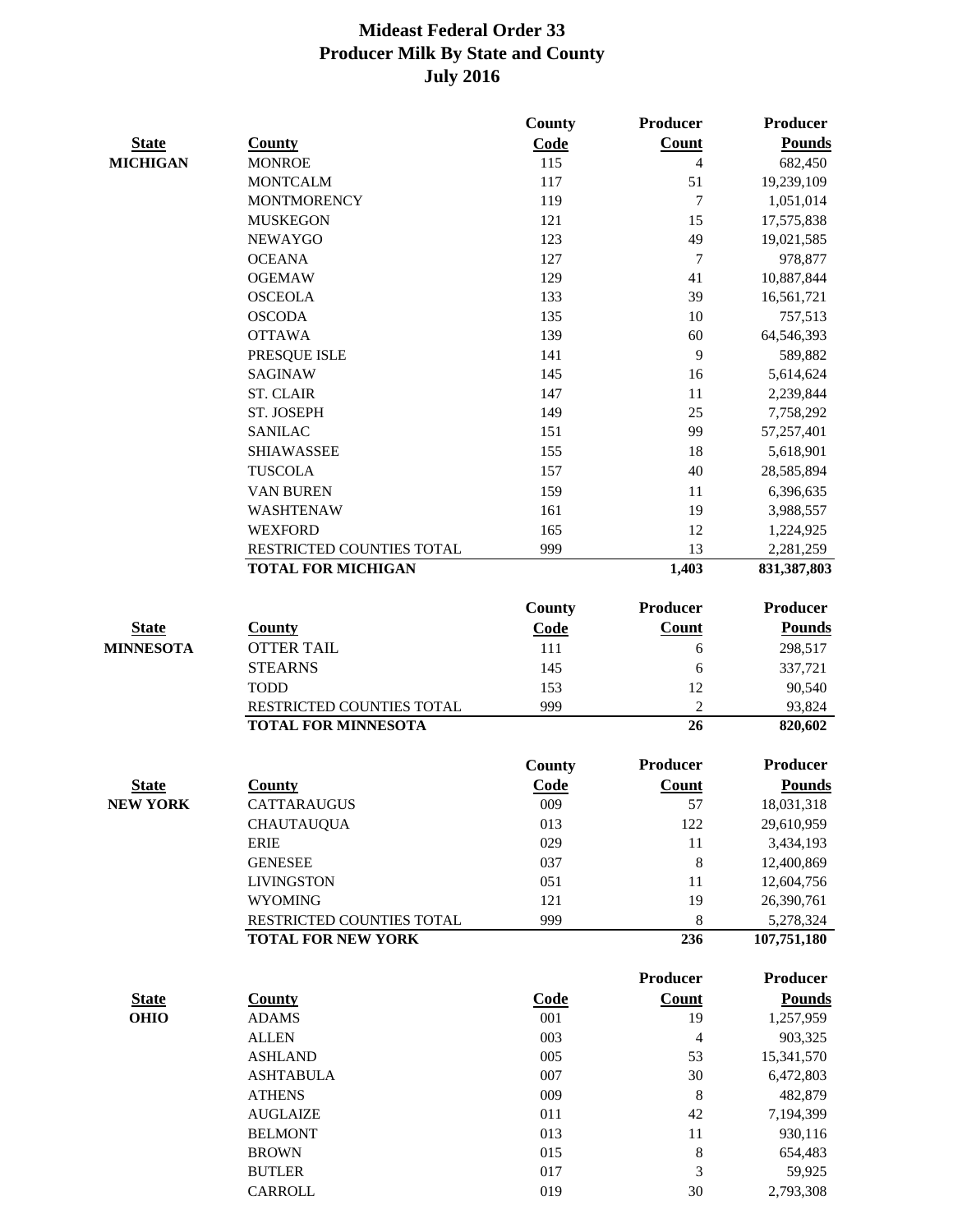# Mideast Federal Order 33
## Producer Milk By State and County
## July 2016

| State | County | County Code | Producer Count | Producer Pounds |
|---|---|---|---|---|
| MICHIGAN | MONROE | 115 | 4 | 682,450 |
| | MONTCALM | 117 | 51 | 19,239,109 |
| | MONTMORENCY | 119 | 7 | 1,051,014 |
| | MUSKEGON | 121 | 15 | 17,575,838 |
| | NEWAYGO | 123 | 49 | 19,021,585 |
| | OCEANA | 127 | 7 | 978,877 |
| | OGEMAW | 129 | 41 | 10,887,844 |
| | OSCEOLA | 133 | 39 | 16,561,721 |
| | OSCODA | 135 | 10 | 757,513 |
| | OTTAWA | 139 | 60 | 64,546,393 |
| | PRESQUE ISLE | 141 | 9 | 589,882 |
| | SAGINAW | 145 | 16 | 5,614,624 |
| | ST. CLAIR | 147 | 11 | 2,239,844 |
| | ST. JOSEPH | 149 | 25 | 7,758,292 |
| | SANILAC | 151 | 99 | 57,257,401 |
| | SHIAWASSEE | 155 | 18 | 5,618,901 |
| | TUSCOLA | 157 | 40 | 28,585,894 |
| | VAN BUREN | 159 | 11 | 6,396,635 |
| | WASHTENAW | 161 | 19 | 3,988,557 |
| | WEXFORD | 165 | 12 | 1,224,925 |
| | RESTRICTED COUNTIES TOTAL | 999 | 13 | 2,281,259 |
| | **TOTAL FOR MICHIGAN** | | **1,403** | **831,387,803** |

| State | County | County Code | Producer Count | Producer Pounds |
|---|---|---|---|---|
| MINNESOTA | OTTER TAIL | 111 | 6 | 298,517 |
| | STEARNS | 145 | 6 | 337,721 |
| | TODD | 153 | 12 | 90,540 |
| | RESTRICTED COUNTIES TOTAL | 999 | 2 | 93,824 |
| | **TOTAL FOR MINNESOTA** | | **26** | **820,602** |

| State | County | County Code | Producer Count | Producer Pounds |
|---|---|---|---|---|
| NEW YORK | CATTARAUGUS | 009 | 57 | 18,031,318 |
| | CHAUTAUQUA | 013 | 122 | 29,610,959 |
| | ERIE | 029 | 11 | 3,434,193 |
| | GENESEE | 037 | 8 | 12,400,869 |
| | LIVINGSTON | 051 | 11 | 12,604,756 |
| | WYOMING | 121 | 19 | 26,390,761 |
| | RESTRICTED COUNTIES TOTAL | 999 | 8 | 5,278,324 |
| | **TOTAL FOR NEW YORK** | | **236** | **107,751,180** |

| State | County | Code | Producer Count | Producer Pounds |
|---|---|---|---|---|
| OHIO | ADAMS | 001 | 19 | 1,257,959 |
| | ALLEN | 003 | 4 | 903,325 |
| | ASHLAND | 005 | 53 | 15,341,570 |
| | ASHTABULA | 007 | 30 | 6,472,803 |
| | ATHENS | 009 | 8 | 482,879 |
| | AUGLAIZE | 011 | 42 | 7,194,399 |
| | BELMONT | 013 | 11 | 930,116 |
| | BROWN | 015 | 8 | 654,483 |
| | BUTLER | 017 | 3 | 59,925 |
| | CARROLL | 019 | 30 | 2,793,308 |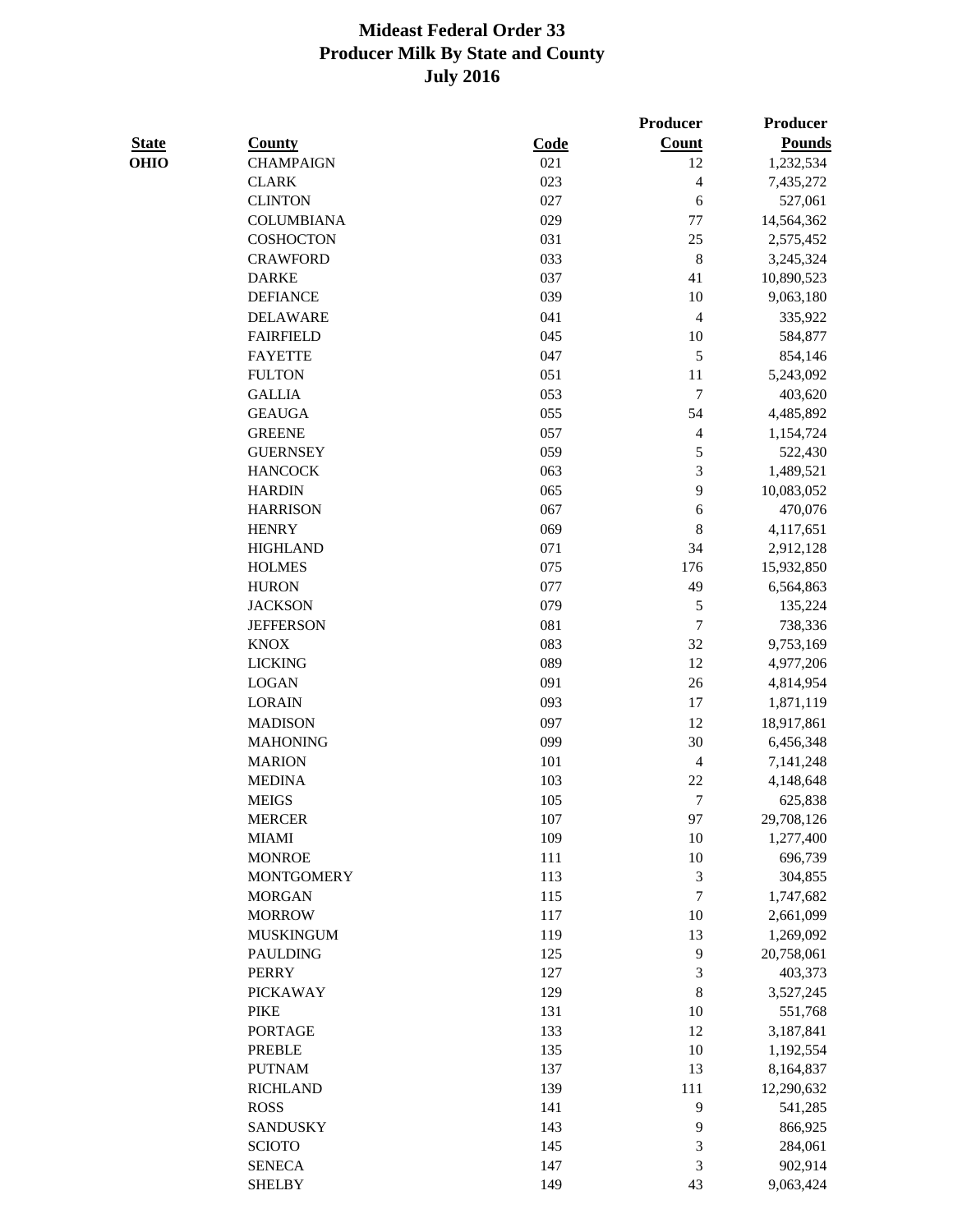# Mideast Federal Order 33
## Producer Milk By State and County
## July 2016

| State | County | Code | Producer Count | Producer Pounds |
|---|---|---|---|---|
| OHIO | CHAMPAIGN | 021 | 12 | 1,232,534 |
| | CLARK | 023 | 4 | 7,435,272 |
| | CLINTON | 027 | 6 | 527,061 |
| | COLUMBIANA | 029 | 77 | 14,564,362 |
| | COSHOCTON | 031 | 25 | 2,575,452 |
| | CRAWFORD | 033 | 8 | 3,245,324 |
| | DARKE | 037 | 41 | 10,890,523 |
| | DEFIANCE | 039 | 10 | 9,063,180 |
| | DELAWARE | 041 | 4 | 335,922 |
| | FAIRFIELD | 045 | 10 | 584,877 |
| | FAYETTE | 047 | 5 | 854,146 |
| | FULTON | 051 | 11 | 5,243,092 |
| | GALLIA | 053 | 7 | 403,620 |
| | GEAUGA | 055 | 54 | 4,485,892 |
| | GREENE | 057 | 4 | 1,154,724 |
| | GUERNSEY | 059 | 5 | 522,430 |
| | HANCOCK | 063 | 3 | 1,489,521 |
| | HARDIN | 065 | 9 | 10,083,052 |
| | HARRISON | 067 | 6 | 470,076 |
| | HENRY | 069 | 8 | 4,117,651 |
| | HIGHLAND | 071 | 34 | 2,912,128 |
| | HOLMES | 075 | 176 | 15,932,850 |
| | HURON | 077 | 49 | 6,564,863 |
| | JACKSON | 079 | 5 | 135,224 |
| | JEFFERSON | 081 | 7 | 738,336 |
| | KNOX | 083 | 32 | 9,753,169 |
| | LICKING | 089 | 12 | 4,977,206 |
| | LOGAN | 091 | 26 | 4,814,954 |
| | LORAIN | 093 | 17 | 1,871,119 |
| | MADISON | 097 | 12 | 18,917,861 |
| | MAHONING | 099 | 30 | 6,456,348 |
| | MARION | 101 | 4 | 7,141,248 |
| | MEDINA | 103 | 22 | 4,148,648 |
| | MEIGS | 105 | 7 | 625,838 |
| | MERCER | 107 | 97 | 29,708,126 |
| | MIAMI | 109 | 10 | 1,277,400 |
| | MONROE | 111 | 10 | 696,739 |
| | MONTGOMERY | 113 | 3 | 304,855 |
| | MORGAN | 115 | 7 | 1,747,682 |
| | MORROW | 117 | 10 | 2,661,099 |
| | MUSKINGUM | 119 | 13 | 1,269,092 |
| | PAULDING | 125 | 9 | 20,758,061 |
| | PERRY | 127 | 3 | 403,373 |
| | PICKAWAY | 129 | 8 | 3,527,245 |
| | PIKE | 131 | 10 | 551,768 |
| | PORTAGE | 133 | 12 | 3,187,841 |
| | PREBLE | 135 | 10 | 1,192,554 |
| | PUTNAM | 137 | 13 | 8,164,837 |
| | RICHLAND | 139 | 111 | 12,290,632 |
| | ROSS | 141 | 9 | 541,285 |
| | SANDUSKY | 143 | 9 | 866,925 |
| | SCIOTO | 145 | 3 | 284,061 |
| | SENECA | 147 | 3 | 902,914 |
| | SHELBY | 149 | 43 | 9,063,424 |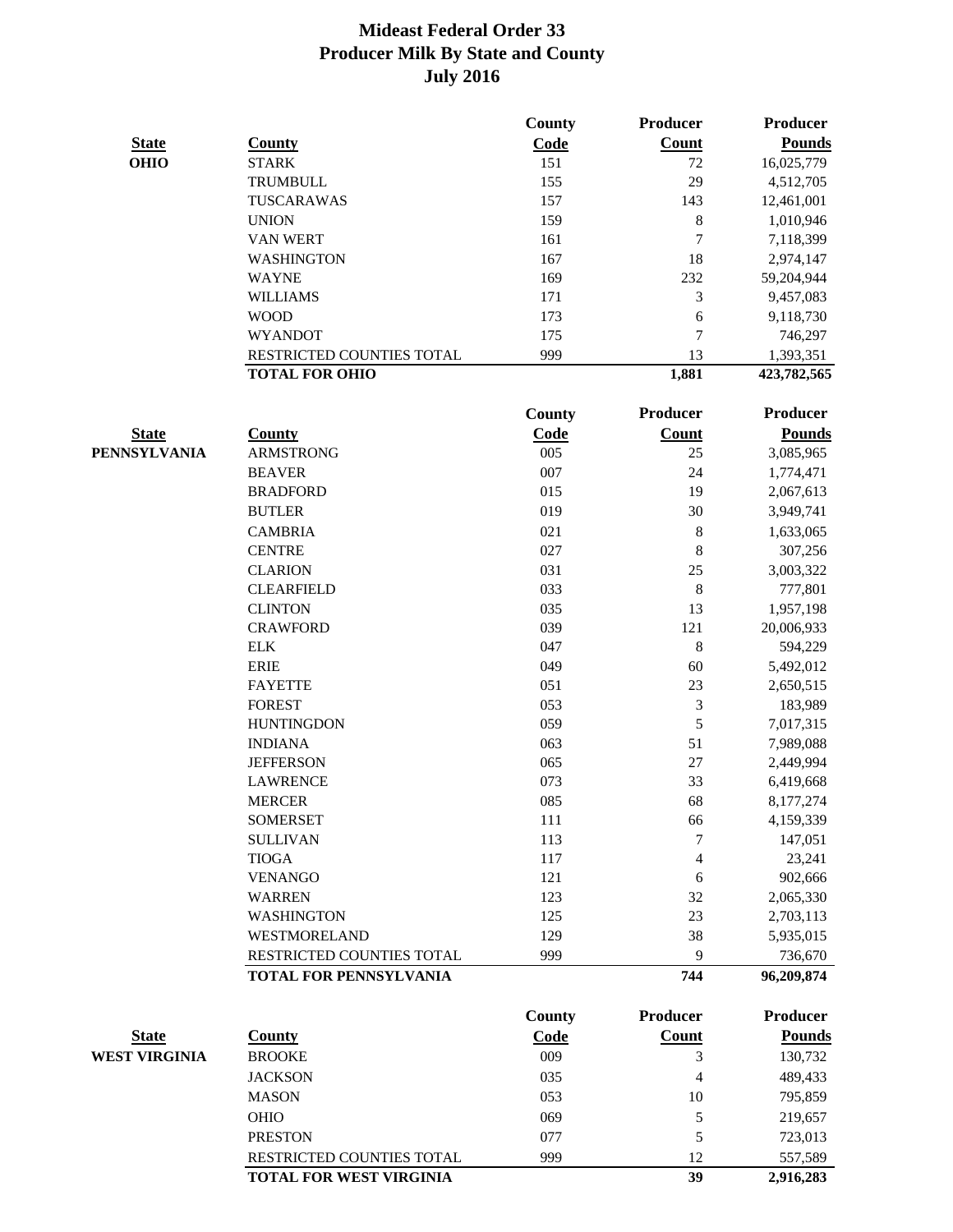# Mideast Federal Order 33
## Producer Milk By State and County
## July 2016

| State | County | County Code | Producer Count | Producer Pounds |
|---|---|---|---|---|
| OHIO | STARK | 151 | 72 | 16,025,779 |
| | TRUMBULL | 155 | 29 | 4,512,705 |
| | TUSCARAWAS | 157 | 143 | 12,461,001 |
| | UNION | 159 | 8 | 1,010,946 |
| | VAN WERT | 161 | 7 | 7,118,399 |
| | WASHINGTON | 167 | 18 | 2,974,147 |
| | WAYNE | 169 | 232 | 59,204,944 |
| | WILLIAMS | 171 | 3 | 9,457,083 |
| | WOOD | 173 | 6 | 9,118,730 |
| | WYANDOT | 175 | 7 | 746,297 |
| | RESTRICTED COUNTIES TOTAL | 999 | 13 | 1,393,351 |
| | **TOTAL FOR OHIO** | | **1,881** | **423,782,565** |

| State | County | County Code | Producer Count | Producer Pounds |
|---|---|---|---|---|
| PENNSYLVANIA | ARMSTRONG | 005 | 25 | 3,085,965 |
| | BEAVER | 007 | 24 | 1,774,471 |
| | BRADFORD | 015 | 19 | 2,067,613 |
| | BUTLER | 019 | 30 | 3,949,741 |
| | CAMBRIA | 021 | 8 | 1,633,065 |
| | CENTRE | 027 | 8 | 307,256 |
| | CLARION | 031 | 25 | 3,003,322 |
| | CLEARFIELD | 033 | 8 | 777,801 |
| | CLINTON | 035 | 13 | 1,957,198 |
| | CRAWFORD | 039 | 121 | 20,006,933 |
| | ELK | 047 | 8 | 594,229 |
| | ERIE | 049 | 60 | 5,492,012 |
| | FAYETTE | 051 | 23 | 2,650,515 |
| | FOREST | 053 | 3 | 183,989 |
| | HUNTINGDON | 059 | 5 | 7,017,315 |
| | INDIANA | 063 | 51 | 7,989,088 |
| | JEFFERSON | 065 | 27 | 2,449,994 |
| | LAWRENCE | 073 | 33 | 6,419,668 |
| | MERCER | 085 | 68 | 8,177,274 |
| | SOMERSET | 111 | 66 | 4,159,339 |
| | SULLIVAN | 113 | 7 | 147,051 |
| | TIOGA | 117 | 4 | 23,241 |
| | VENANGO | 121 | 6 | 902,666 |
| | WARREN | 123 | 32 | 2,065,330 |
| | WASHINGTON | 125 | 23 | 2,703,113 |
| | WESTMORELAND | 129 | 38 | 5,935,015 |
| | RESTRICTED COUNTIES TOTAL | 999 | 9 | 736,670 |
| | **TOTAL FOR PENNSYLVANIA** | | **744** | **96,209,874** |

| State | County | County Code | Producer Count | Producer Pounds |
|---|---|---|---|---|
| WEST VIRGINIA | BROOKE | 009 | 3 | 130,732 |
| | JACKSON | 035 | 4 | 489,433 |
| | MASON | 053 | 10 | 795,859 |
| | OHIO | 069 | 5 | 219,657 |
| | PRESTON | 077 | 5 | 723,013 |
| | RESTRICTED COUNTIES TOTAL | 999 | 12 | 557,589 |
| | **TOTAL FOR WEST VIRGINIA** | | **39** | **2,916,283** |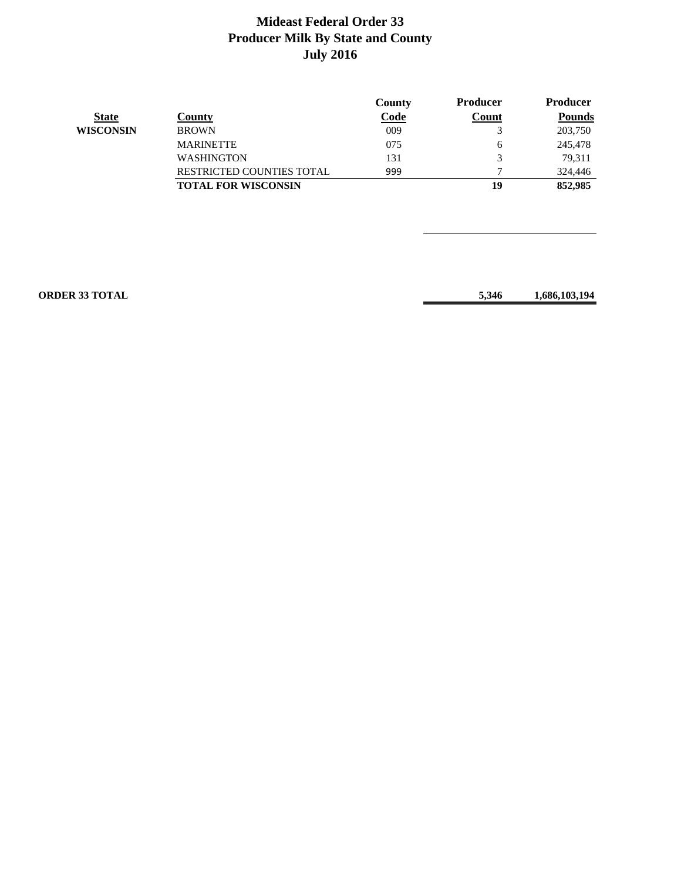# Mideast Federal Order 33
## Producer Milk By State and County
## July 2016

| State | County | County Code | Producer Count | Producer Pounds |
|---|---|---|---|---|
| **WISCONSIN** | BROWN | 009 | 3 | 203,750 |
| | MARINETTE | 075 | 6 | 245,478 |
| | WASHINGTON | 131 | 3 | 79,311 |
| | RESTRICTED COUNTIES TOTAL | 999 | 7 | 324,446 |
| | **TOTAL FOR WISCONSIN** | | **19** | **852,985** |
| **ORDER 33 TOTAL** | | | **5,346** | **1,686,103,194** |